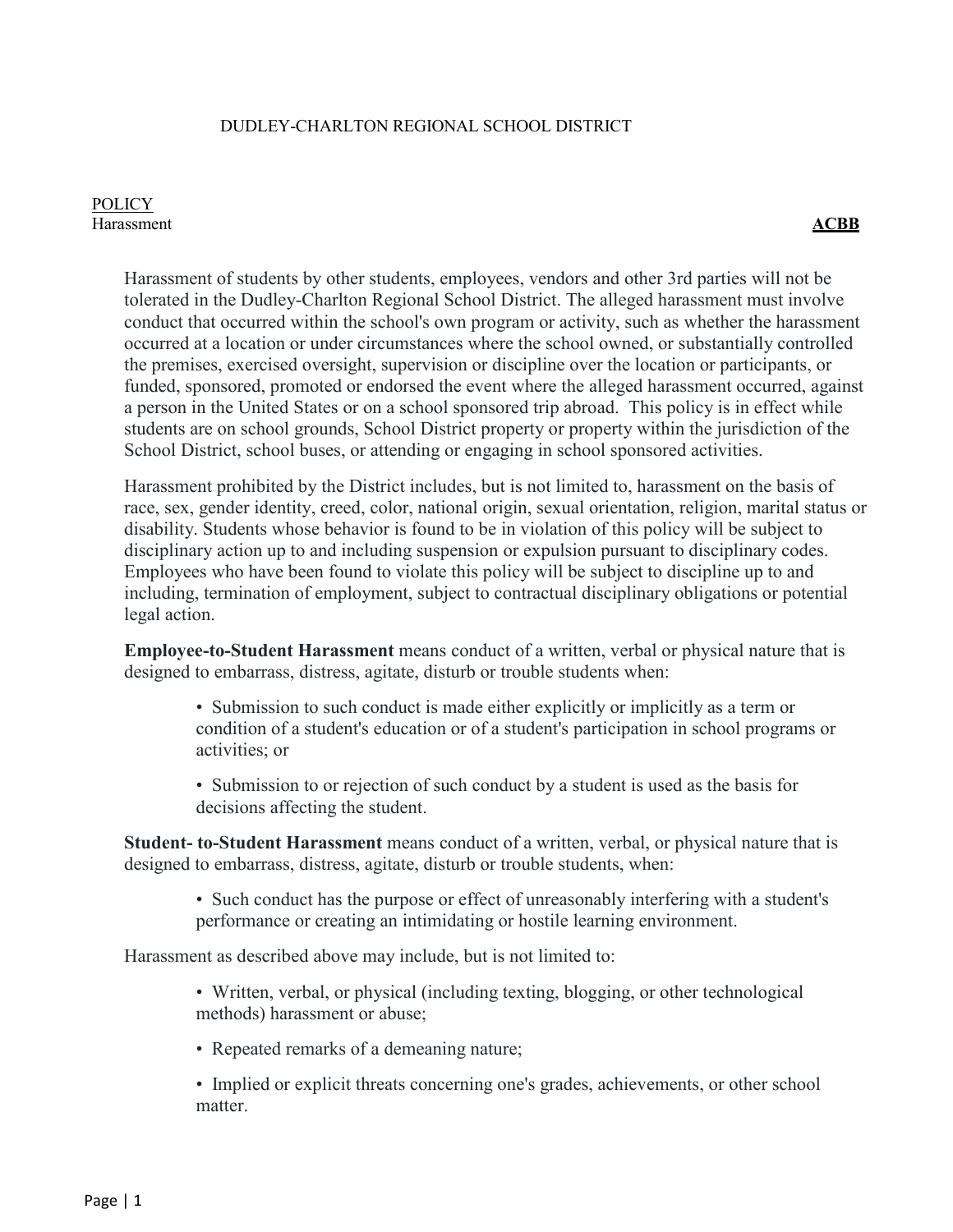DUDLEY-CHARLTON REGIONAL SCHOOL DISTRICT

POLICY
Harassment **ACBB**

Harassment of students by other students, employees, vendors and other 3rd parties will not be tolerated in the Dudley-Charlton Regional School District. The alleged harassment must involve conduct that occurred within the school's own program or activity, such as whether the harassment occurred at a location or under circumstances where the school owned, or substantially controlled the premises, exercised oversight, supervision or discipline over the location or participants, or funded, sponsored, promoted or endorsed the event where the alleged harassment occurred, against a person in the United States or on a school sponsored trip abroad. This policy is in effect while students are on school grounds, School District property or property within the jurisdiction of the School District, school buses, or attending or engaging in school sponsored activities.

Harassment prohibited by the District includes, but is not limited to, harassment on the basis of race, sex, gender identity, creed, color, national origin, sexual orientation, religion, marital status or disability. Students whose behavior is found to be in violation of this policy will be subject to disciplinary action up to and including suspension or expulsion pursuant to disciplinary codes. Employees who have been found to violate this policy will be subject to discipline up to and including, termination of employment, subject to contractual disciplinary obligations or potential legal action.

**Employee-to-Student Harassment** means conduct of a written, verbal or physical nature that is designed to embarrass, distress, agitate, disturb or trouble students when:

- Submission to such conduct is made either explicitly or implicitly as a term or condition of a student's education or of a student's participation in school programs or activities; or
- Submission to or rejection of such conduct by a student is used as the basis for decisions affecting the student.

**Student- to-Student Harassment** means conduct of a written, verbal, or physical nature that is designed to embarrass, distress, agitate, disturb or trouble students, when:

- Such conduct has the purpose or effect of unreasonably interfering with a student's performance or creating an intimidating or hostile learning environment.

Harassment as described above may include, but is not limited to:

- Written, verbal, or physical (including texting, blogging, or other technological methods) harassment or abuse;
- Repeated remarks of a demeaning nature;
- Implied or explicit threats concerning one's grades, achievements, or other school matter.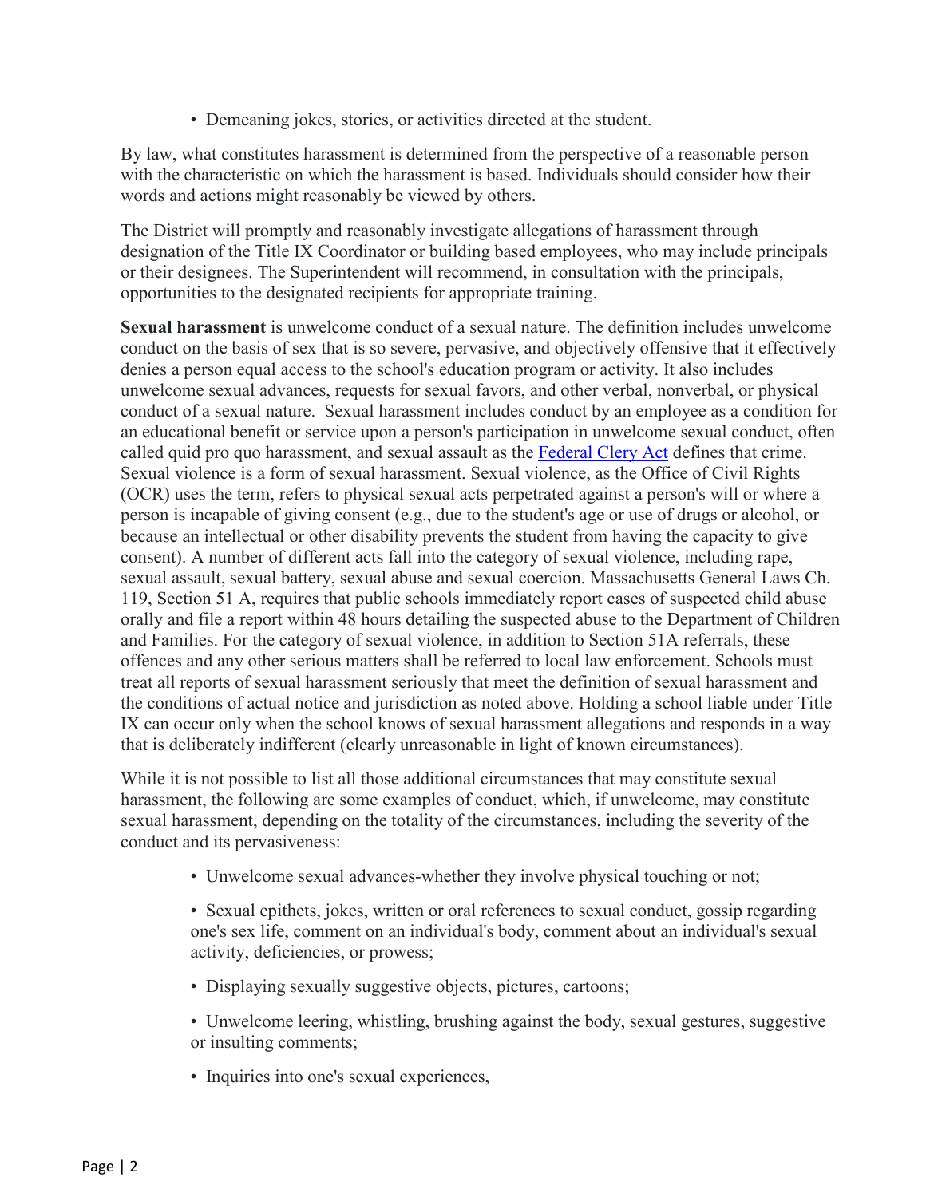- Demeaning jokes, stories, or activities directed at the student.

By law, what constitutes harassment is determined from the perspective of a reasonable person with the characteristic on which the harassment is based. Individuals should consider how their words and actions might reasonably be viewed by others.

The District will promptly and reasonably investigate allegations of harassment through designation of the Title IX Coordinator or building based employees, who may include principals or their designees. The Superintendent will recommend, in consultation with the principals, opportunities to the designated recipients for appropriate training.

**Sexual harassment** is unwelcome conduct of a sexual nature. The definition includes unwelcome conduct on the basis of sex that is so severe, pervasive, and objectively offensive that it effectively denies a person equal access to the school's education program or activity. It also includes unwelcome sexual advances, requests for sexual favors, and other verbal, nonverbal, or physical conduct of a sexual nature. Sexual harassment includes conduct by an employee as a condition for an educational benefit or service upon a person's participation in unwelcome sexual conduct, often called quid pro quo harassment, and sexual assault as the [Federal Clery Act] defines that crime. Sexual violence is a form of sexual harassment. Sexual violence, as the Office of Civil Rights (OCR) uses the term, refers to physical sexual acts perpetrated against a person's will or where a person is incapable of giving consent (e.g., due to the student's age or use of drugs or alcohol, or because an intellectual or other disability prevents the student from having the capacity to give consent). A number of different acts fall into the category of sexual violence, including rape, sexual assault, sexual battery, sexual abuse and sexual coercion. Massachusetts General Laws Ch. 119, Section 51 A, requires that public schools immediately report cases of suspected child abuse orally and file a report within 48 hours detailing the suspected abuse to the Department of Children and Families. For the category of sexual violence, in addition to Section 51A referrals, these offences and any other serious matters shall be referred to local law enforcement. Schools must treat all reports of sexual harassment seriously that meet the definition of sexual harassment and the conditions of actual notice and jurisdiction as noted above. Holding a school liable under Title IX can occur only when the school knows of sexual harassment allegations and responds in a way that is deliberately indifferent (clearly unreasonable in light of known circumstances).

While it is not possible to list all those additional circumstances that may constitute sexual harassment, the following are some examples of conduct, which, if unwelcome, may constitute sexual harassment, depending on the totality of the circumstances, including the severity of the conduct and its pervasiveness:

- Unwelcome sexual advances-whether they involve physical touching or not;
- Sexual epithets, jokes, written or oral references to sexual conduct, gossip regarding one's sex life, comment on an individual's body, comment about an individual's sexual activity, deficiencies, or prowess;
- Displaying sexually suggestive objects, pictures, cartoons;
- Unwelcome leering, whistling, brushing against the body, sexual gestures, suggestive or insulting comments;
- Inquiries into one's sexual experiences,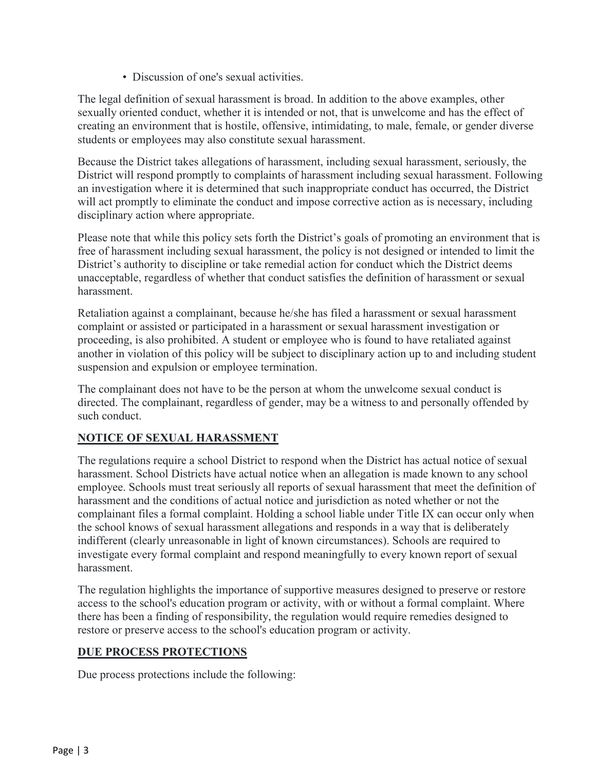- Discussion of one's sexual activities.

The legal definition of sexual harassment is broad. In addition to the above examples, other sexually oriented conduct, whether it is intended or not, that is unwelcome and has the effect of creating an environment that is hostile, offensive, intimidating, to male, female, or gender diverse students or employees may also constitute sexual harassment.

Because the District takes allegations of harassment, including sexual harassment, seriously, the District will respond promptly to complaints of harassment including sexual harassment. Following an investigation where it is determined that such inappropriate conduct has occurred, the District will act promptly to eliminate the conduct and impose corrective action as is necessary, including disciplinary action where appropriate.

Please note that while this policy sets forth the District's goals of promoting an environment that is free of harassment including sexual harassment, the policy is not designed or intended to limit the District's authority to discipline or take remedial action for conduct which the District deems unacceptable, regardless of whether that conduct satisfies the definition of harassment or sexual harassment.

Retaliation against a complainant, because he/she has filed a harassment or sexual harassment complaint or assisted or participated in a harassment or sexual harassment investigation or proceeding, is also prohibited. A student or employee who is found to have retaliated against another in violation of this policy will be subject to disciplinary action up to and including student suspension and expulsion or employee termination.

The complainant does not have to be the person at whom the unwelcome sexual conduct is directed. The complainant, regardless of gender, may be a witness to and personally offended by such conduct.

## NOTICE OF SEXUAL HARASSMENT

The regulations require a school District to respond when the District has actual notice of sexual harassment. School Districts have actual notice when an allegation is made known to any school employee. Schools must treat seriously all reports of sexual harassment that meet the definition of harassment and the conditions of actual notice and jurisdiction as noted whether or not the complainant files a formal complaint. Holding a school liable under Title IX can occur only when the school knows of sexual harassment allegations and responds in a way that is deliberately indifferent (clearly unreasonable in light of known circumstances). Schools are required to investigate every formal complaint and respond meaningfully to every known report of sexual harassment.

The regulation highlights the importance of supportive measures designed to preserve or restore access to the school's education program or activity, with or without a formal complaint. Where there has been a finding of responsibility, the regulation would require remedies designed to restore or preserve access to the school's education program or activity.

## DUE PROCESS PROTECTIONS

Due process protections include the following: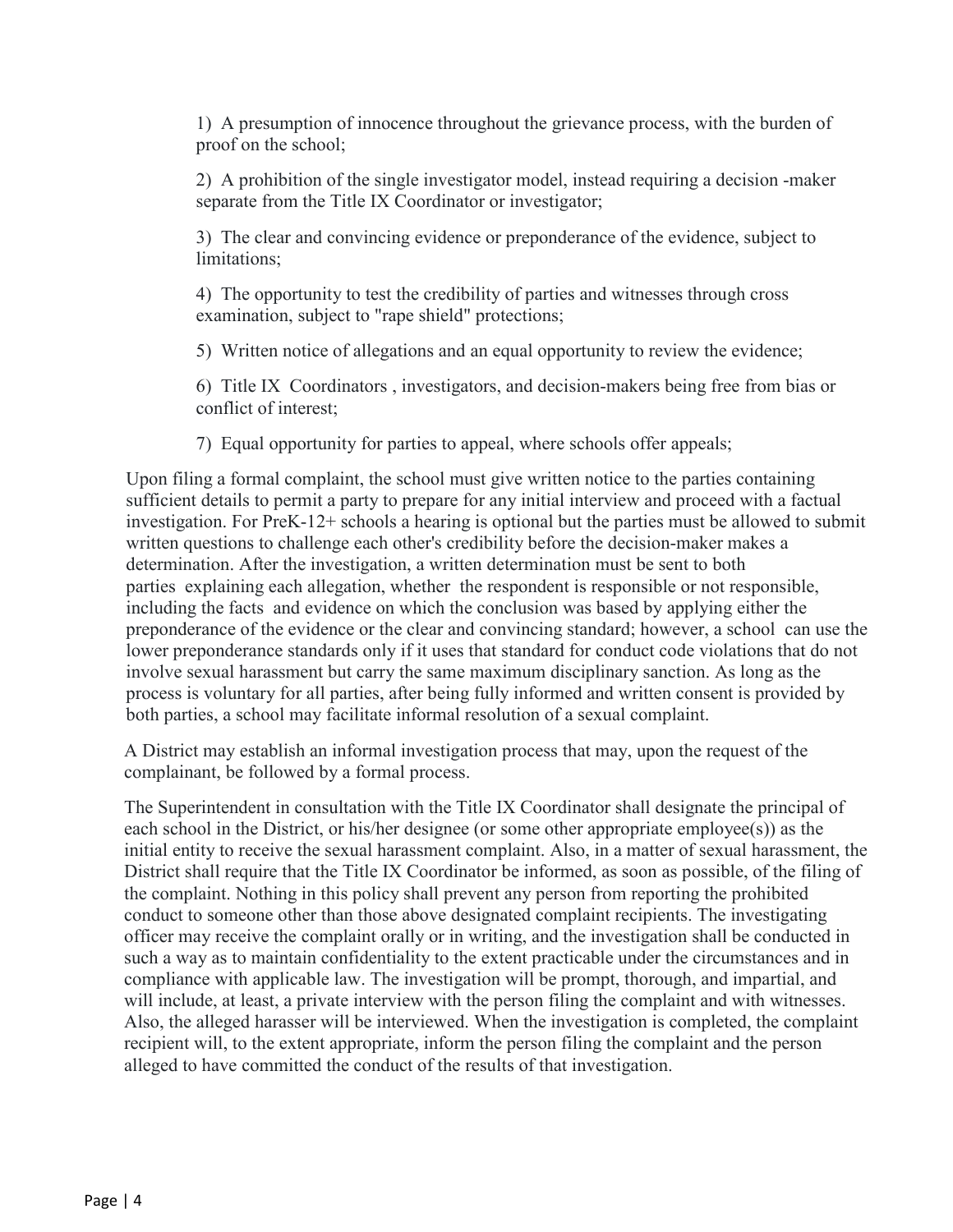1) A presumption of innocence throughout the grievance process, with the burden of proof on the school;

2) A prohibition of the single investigator model, instead requiring a decision -maker separate from the Title IX Coordinator or investigator;

3) The clear and convincing evidence or preponderance of the evidence, subject to limitations;

4) The opportunity to test the credibility of parties and witnesses through cross examination, subject to "rape shield" protections;

5) Written notice of allegations and an equal opportunity to review the evidence;

6) Title IX Coordinators , investigators, and decision-makers being free from bias or conflict of interest;

7) Equal opportunity for parties to appeal, where schools offer appeals;

Upon filing a formal complaint, the school must give written notice to the parties containing sufficient details to permit a party to prepare for any initial interview and proceed with a factual investigation. For PreK-12+ schools a hearing is optional but the parties must be allowed to submit written questions to challenge each other's credibility before the decision-maker makes a determination. After the investigation, a written determination must be sent to both parties explaining each allegation, whether the respondent is responsible or not responsible, including the facts and evidence on which the conclusion was based by applying either the preponderance of the evidence or the clear and convincing standard; however, a school can use the lower preponderance standards only if it uses that standard for conduct code violations that do not involve sexual harassment but carry the same maximum disciplinary sanction. As long as the process is voluntary for all parties, after being fully informed and written consent is provided by both parties, a school may facilitate informal resolution of a sexual complaint.

A District may establish an informal investigation process that may, upon the request of the complainant, be followed by a formal process.

The Superintendent in consultation with the Title IX Coordinator shall designate the principal of each school in the District, or his/her designee (or some other appropriate employee(s)) as the initial entity to receive the sexual harassment complaint. Also, in a matter of sexual harassment, the District shall require that the Title IX Coordinator be informed, as soon as possible, of the filing of the complaint. Nothing in this policy shall prevent any person from reporting the prohibited conduct to someone other than those above designated complaint recipients. The investigating officer may receive the complaint orally or in writing, and the investigation shall be conducted in such a way as to maintain confidentiality to the extent practicable under the circumstances and in compliance with applicable law. The investigation will be prompt, thorough, and impartial, and will include, at least, a private interview with the person filing the complaint and with witnesses. Also, the alleged harasser will be interviewed. When the investigation is completed, the complaint recipient will, to the extent appropriate, inform the person filing the complaint and the person alleged to have committed the conduct of the results of that investigation.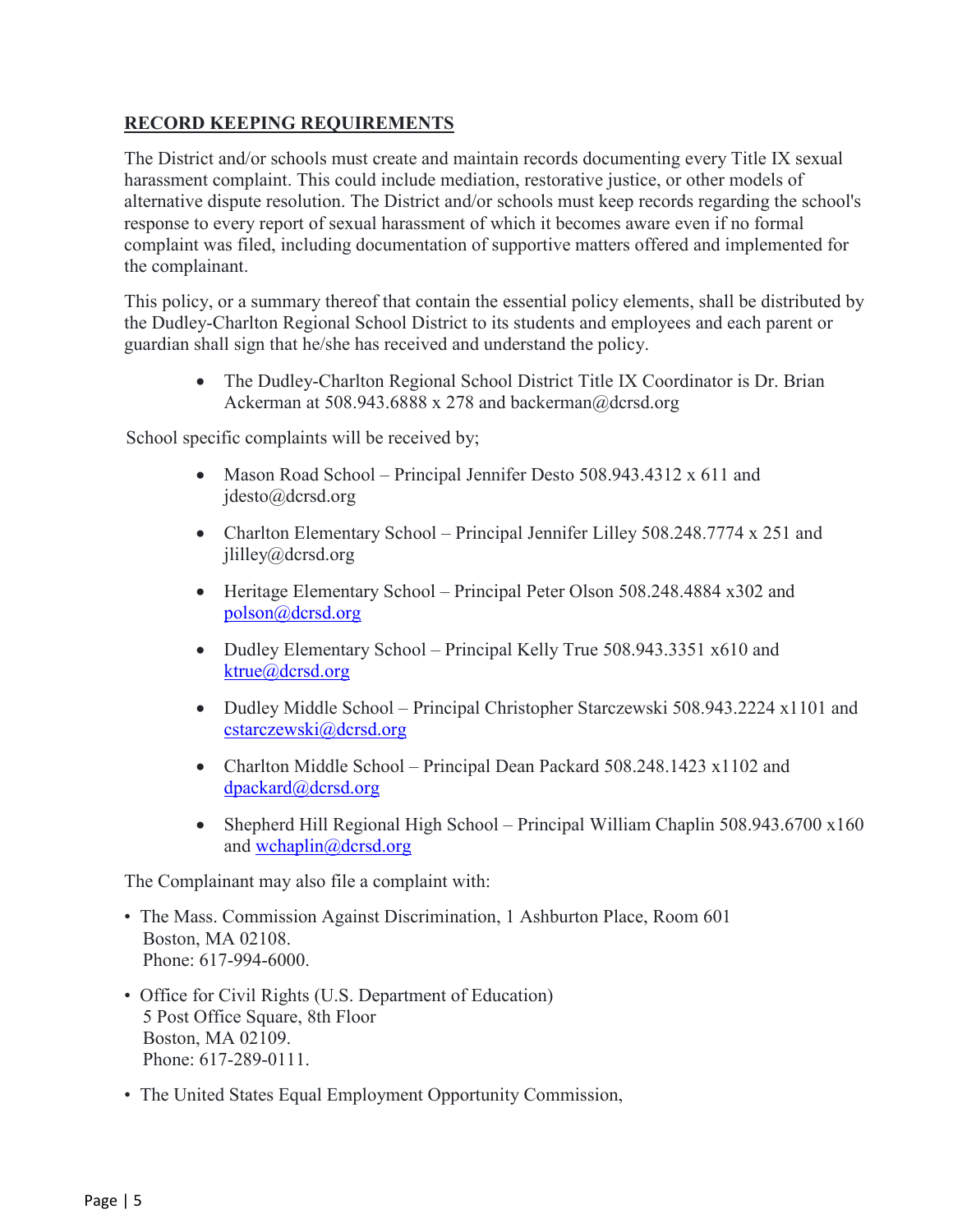## RECORD KEEPING REQUIREMENTS

The District and/or schools must create and maintain records documenting every Title IX sexual harassment complaint. This could include mediation, restorative justice, or other models of alternative dispute resolution. The District and/or schools must keep records regarding the school's response to every report of sexual harassment of which it becomes aware even if no formal complaint was filed, including documentation of supportive matters offered and implemented for the complainant.

This policy, or a summary thereof that contain the essential policy elements, shall be distributed by the Dudley-Charlton Regional School District to its students and employees and each parent or guardian shall sign that he/she has received and understand the policy.

- The Dudley-Charlton Regional School District Title IX Coordinator is Dr. Brian Ackerman at 508.943.6888 x 278 and backerman@dcrsd.org

School specific complaints will be received by;

- Mason Road School – Principal Jennifer Desto 508.943.4312 x 611 and jdesto@dcrsd.org
- Charlton Elementary School – Principal Jennifer Lilley 508.248.7774 x 251 and jlilley@dcrsd.org
- Heritage Elementary School – Principal Peter Olson 508.248.4884 x302 and polson@dcrsd.org
- Dudley Elementary School – Principal Kelly True 508.943.3351 x610 and ktrue@dcrsd.org
- Dudley Middle School – Principal Christopher Starczewski 508.943.2224 x1101 and cstarczewski@dcrsd.org
- Charlton Middle School – Principal Dean Packard 508.248.1423 x1102 and dpackard@dcrsd.org
- Shepherd Hill Regional High School – Principal William Chaplin 508.943.6700 x160 and wchaplin@dcrsd.org

The Complainant may also file a complaint with:

- The Mass. Commission Against Discrimination, 1 Ashburton Place, Room 601
  Boston, MA 02108.
  Phone: 617-994-6000.
- Office for Civil Rights (U.S. Department of Education)
  5 Post Office Square, 8th Floor
  Boston, MA 02109.
  Phone: 617-289-0111.
- The United States Equal Employment Opportunity Commission,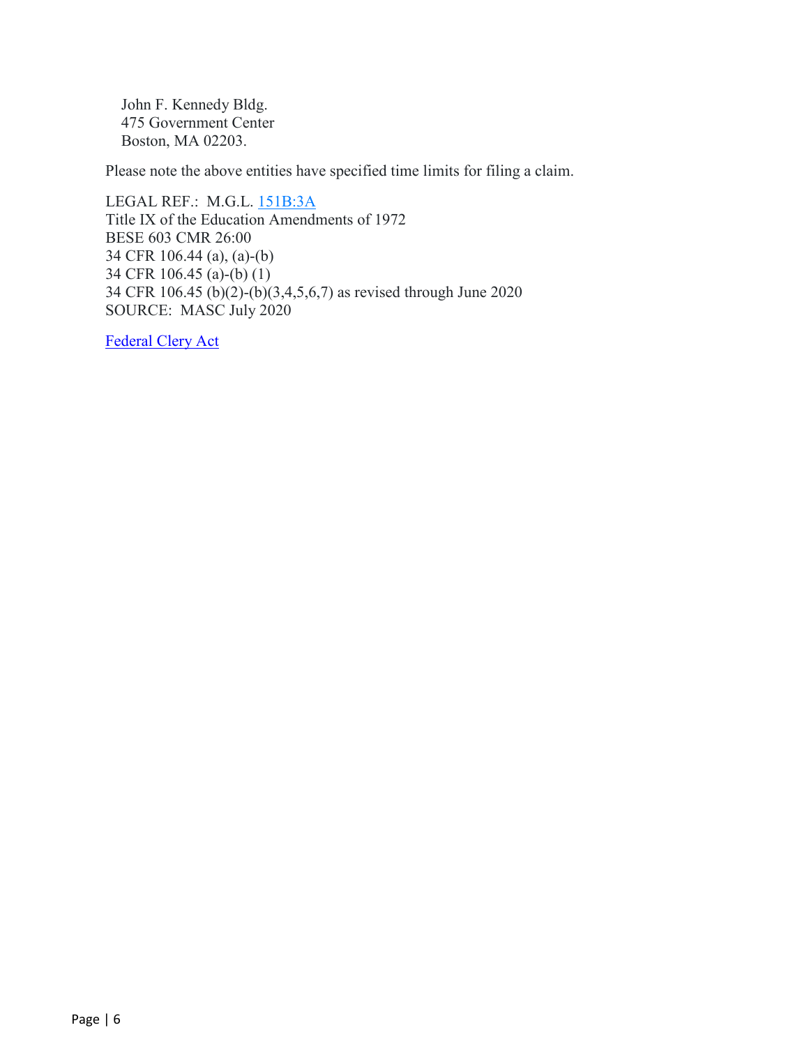John F. Kennedy Bldg.
475 Government Center
Boston, MA 02203.

Please note the above entities have specified time limits for filing a claim.

LEGAL REF.: M.G.L. 151B:3A
Title IX of the Education Amendments of 1972
BESE 603 CMR 26:00
34 CFR 106.44 (a), (a)-(b)
34 CFR 106.45 (a)-(b) (1)
34 CFR 106.45 (b)(2)-(b)(3,4,5,6,7) as revised through June 2020
SOURCE: MASC July 2020

Federal Clery Act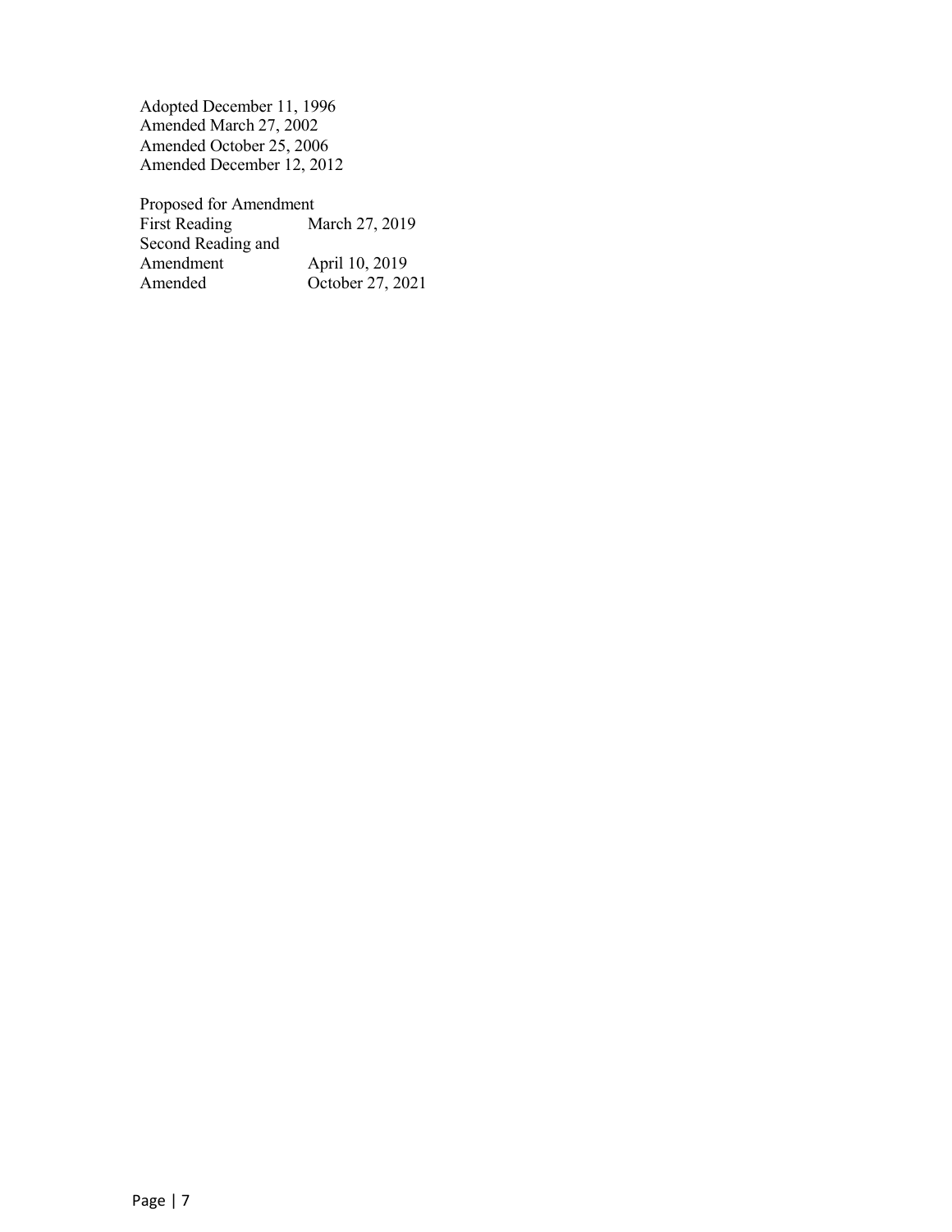Adopted December 11, 1996
Amended March 27, 2002
Amended October 25, 2006
Amended December 12, 2012

Proposed for Amendment

| | |
|---|---|
| First Reading | March 27, 2019 |
| Second Reading and Amendment | April 10, 2019 |
| Amended | October 27, 2021 |